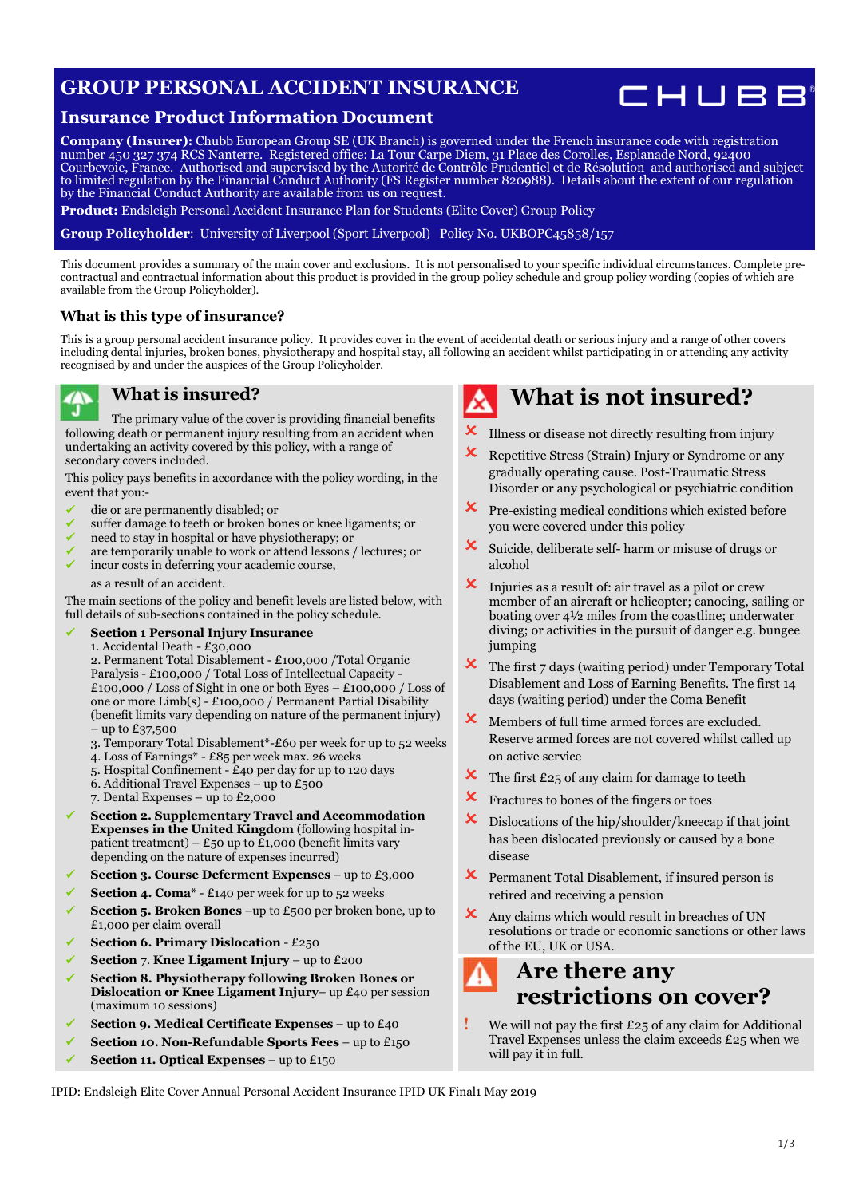# GROUP PERSONAL ACCIDENT INSURANCE

## Insurance Product Information Document

CHUBB®

**Company (Insurer):** Chubb European Group SE (UK Branch) is governed under the French insurance code with registration number 450 327 374 RCS Nanterre. Registered office: La Tour Carpe Diem, 31 Place des Corolles, Esplanade Nord, 92400 Courbevoie, France. Authorised and supervised by the Autorité de Contrôle Prudentiel et de Résolution and authorised and subject to limited regulation by the Financial Conduct Authority (FS Register number 820988). Details about the extent of our regulation by the Financial Conduct Authority are available from us on request.

**Product:** Endsleigh Personal Accident Insurance Plan for Students (Elite Cover) Group Policy

**Group Policyholder**: University of Liverpool (Sport Liverpool) Policy No. UKBOPC45858/157

This document provides a summary of the main cover and exclusions. It is not personalised to your specific individual circumstances. Complete pre-contractual and contractual information about this product is provided in the group policy schedule and group policy wording (copies of which are available from the Group Policyholder).

### What is this type of insurance?

This is a group personal accident insurance policy. It provides cover in the event of accidental death or serious injury and a range of other covers including dental injuries, broken bones, physiotherapy and hospital stay, all following an accident whilst participating in or attending any activity recognised by and under the auspices of the Group Policyholder.

## What is insured?

The primary value of the cover is providing financial benefits following death or permanent injury resulting from an accident when undertaking an activity covered by this policy, with a range of secondary covers included.

This policy pays benefits in accordance with the policy wording, in the event that you:-

- ✓ die or are permanently disabled; or
- ✓ suffer damage to teeth or broken bones or knee ligaments; or
- ✓ need to stay in hospital or have physiotherapy; or
- ✓ are temporarily unable to work or attend lessons / lectures; or
- ✓ incur costs in deferring your academic course,

as a result of an accident.

The main sections of the policy and benefit levels are listed below, with full details of sub-sections contained in the policy schedule.

- ✓ **Section 1 Personal Injury Insurance**
  1. Accidental Death - £30,000
  2. Permanent Total Disablement - £100,000 /Total Organic Paralysis - £100,000 / Total Loss of Intellectual Capacity - £100,000 / Loss of Sight in one or both Eyes – £100,000 / Loss of one or more Limb(s) - £100,000 / Permanent Partial Disability (benefit limits vary depending on nature of the permanent injury) – up to £37,500
  3. Temporary Total Disablement*-£60 per week for up to 52 weeks
  4. Loss of Earnings* - £85 per week max. 26 weeks
  5. Hospital Confinement - £40 per day for up to 120 days
  6. Additional Travel Expenses – up to £500
  7. Dental Expenses – up to £2,000
- ✓ **Section 2. Supplementary Travel and Accommodation Expenses in the United Kingdom** (following hospital in-patient treatment) – £50 up to £1,000 (benefit limits vary depending on the nature of expenses incurred)
- ✓ **Section 3. Course Deferment Expenses** – up to £3,000
- ✓ **Section 4. Coma*** - £140 per week for up to 52 weeks
- ✓ **Section 5. Broken Bones** –up to £500 per broken bone, up to £1,000 per claim overall
- ✓ **Section 6. Primary Dislocation** - £250
- ✓ **Section 7. Knee Ligament Injury** – up to £200
- ✓ **Section 8. Physiotherapy following Broken Bones or Dislocation or Knee Ligament Injury**– up £40 per session (maximum 10 sessions)
- ✓ **Section 9. Medical Certificate Expenses** – up to £40
- ✓ **Section 10. Non-Refundable Sports Fees** – up to £150
- ✓ **Section 11. Optical Expenses** – up to £150

## What is not insured?

- ✗ Illness or disease not directly resulting from injury
- ✗ Repetitive Stress (Strain) Injury or Syndrome or any gradually operating cause. Post-Traumatic Stress Disorder or any psychological or psychiatric condition
- ✗ Pre-existing medical conditions which existed before you were covered under this policy
- ✗ Suicide, deliberate self- harm or misuse of drugs or alcohol
- ✗ Injuries as a result of: air travel as a pilot or crew member of an aircraft or helicopter; canoeing, sailing or boating over 4½ miles from the coastline; underwater diving; or activities in the pursuit of danger e.g. bungee jumping
- ✗ The first 7 days (waiting period) under Temporary Total Disablement and Loss of Earning Benefits. The first 14 days (waiting period) under the Coma Benefit
- ✗ Members of full time armed forces are excluded. Reserve armed forces are not covered whilst called up on active service
- ✗ The first £25 of any claim for damage to teeth
- ✗ Fractures to bones of the fingers or toes
- ✗ Dislocations of the hip/shoulder/kneecap if that joint has been dislocated previously or caused by a bone disease
- ✗ Permanent Total Disablement, if insured person is retired and receiving a pension
- ✗ Any claims which would result in breaches of UN resolutions or trade or economic sanctions or other laws of the EU, UK or USA.

## Are there any restrictions on cover?

**!** We will not pay the first £25 of any claim for Additional Travel Expenses unless the claim exceeds £25 when we will pay it in full.

IPID: Endsleigh Elite Cover Annual Personal Accident Insurance IPID UK Final1 May 2019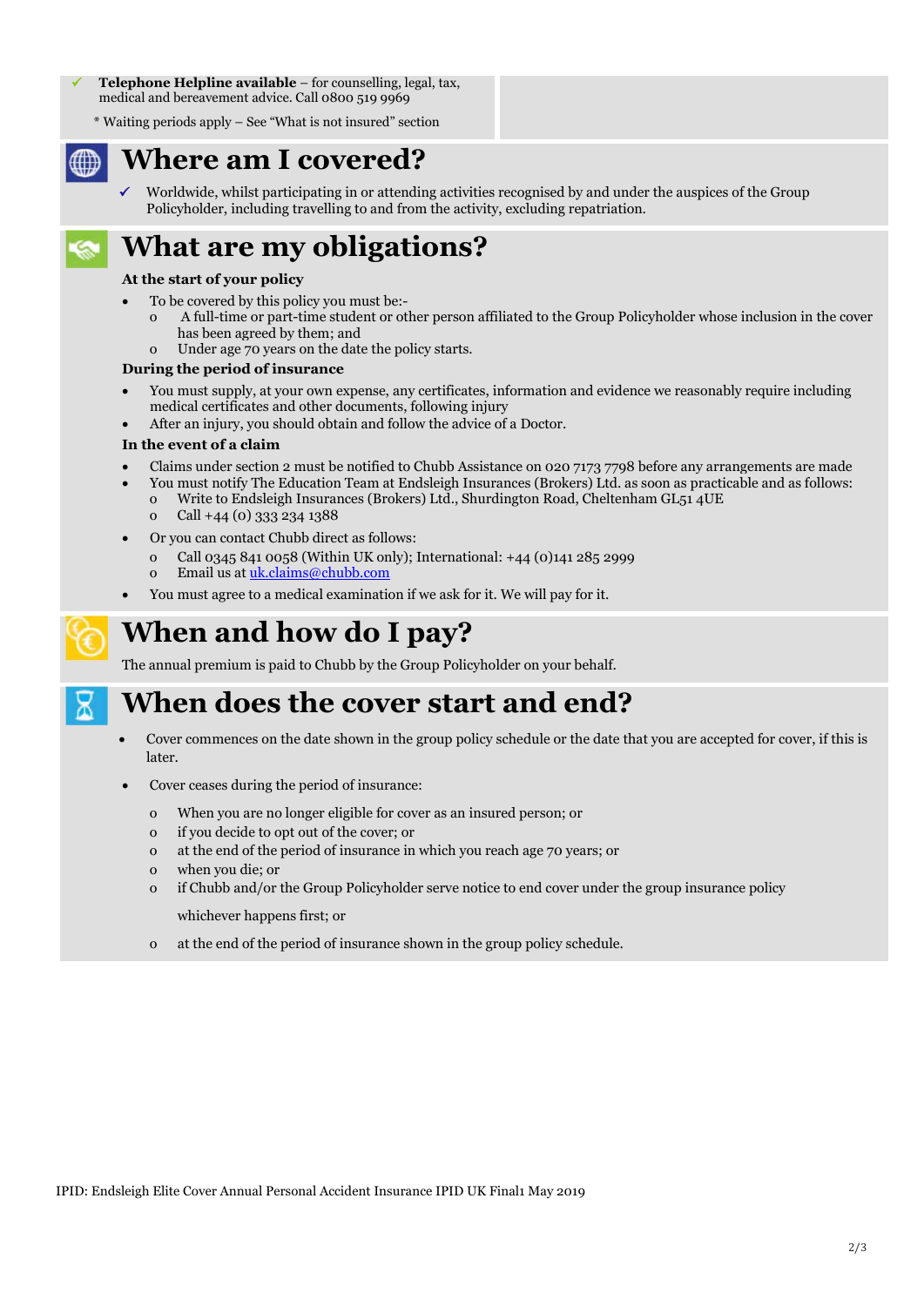- ✓ **Telephone Helpline available** – for counselling, legal, tax, medical and bereavement advice. Call 0800 519 9969

\* Waiting periods apply – See "What is not insured" section

# Where am I covered?

- ✓ Worldwide, whilst participating in or attending activities recognised by and under the auspices of the Group Policyholder, including travelling to and from the activity, excluding repatriation.

# What are my obligations?

**At the start of your policy**

- To be covered by this policy you must be:-
  - A full-time or part-time student or other person affiliated to the Group Policyholder whose inclusion in the cover has been agreed by them; and
  - Under age 70 years on the date the policy starts.

**During the period of insurance**

- You must supply, at your own expense, any certificates, information and evidence we reasonably require including medical certificates and other documents, following injury
- After an injury, you should obtain and follow the advice of a Doctor.

**In the event of a claim**

- Claims under section 2 must be notified to Chubb Assistance on 020 7173 7798 before any arrangements are made
- You must notify The Education Team at Endsleigh Insurances (Brokers) Ltd. as soon as practicable and as follows:
  - Write to Endsleigh Insurances (Brokers) Ltd., Shurdington Road, Cheltenham GL51 4UE
  - Call +44 (0) 333 234 1388
- Or you can contact Chubb direct as follows:
  - Call 0345 841 0058 (Within UK only); International: +44 (0)141 285 2999
  - Email us at uk.claims@chubb.com
- You must agree to a medical examination if we ask for it. We will pay for it.

# When and how do I pay?

The annual premium is paid to Chubb by the Group Policyholder on your behalf.

# When does the cover start and end?

- Cover commences on the date shown in the group policy schedule or the date that you are accepted for cover, if this is later.
- Cover ceases during the period of insurance:
  - When you are no longer eligible for cover as an insured person; or
  - if you decide to opt out of the cover; or
  - at the end of the period of insurance in which you reach age 70 years; or
  - when you die; or
  - if Chubb and/or the Group Policyholder serve notice to end cover under the group insurance policy

    whichever happens first; or
  - at the end of the period of insurance shown in the group policy schedule.

IPID: Endsleigh Elite Cover Annual Personal Accident Insurance IPID UK Final1 May 2019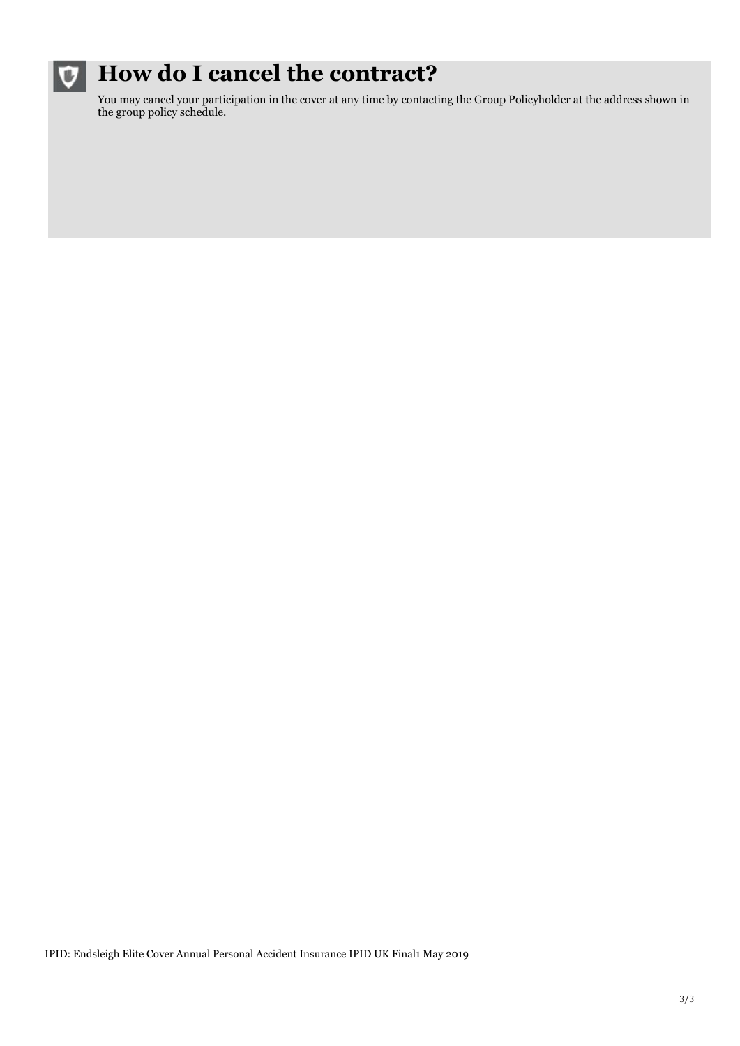## How do I cancel the contract?

You may cancel your participation in the cover at any time by contacting the Group Policyholder at the address shown in the group policy schedule.

IPID: Endsleigh Elite Cover Annual Personal Accident Insurance IPID UK Final1 May 2019